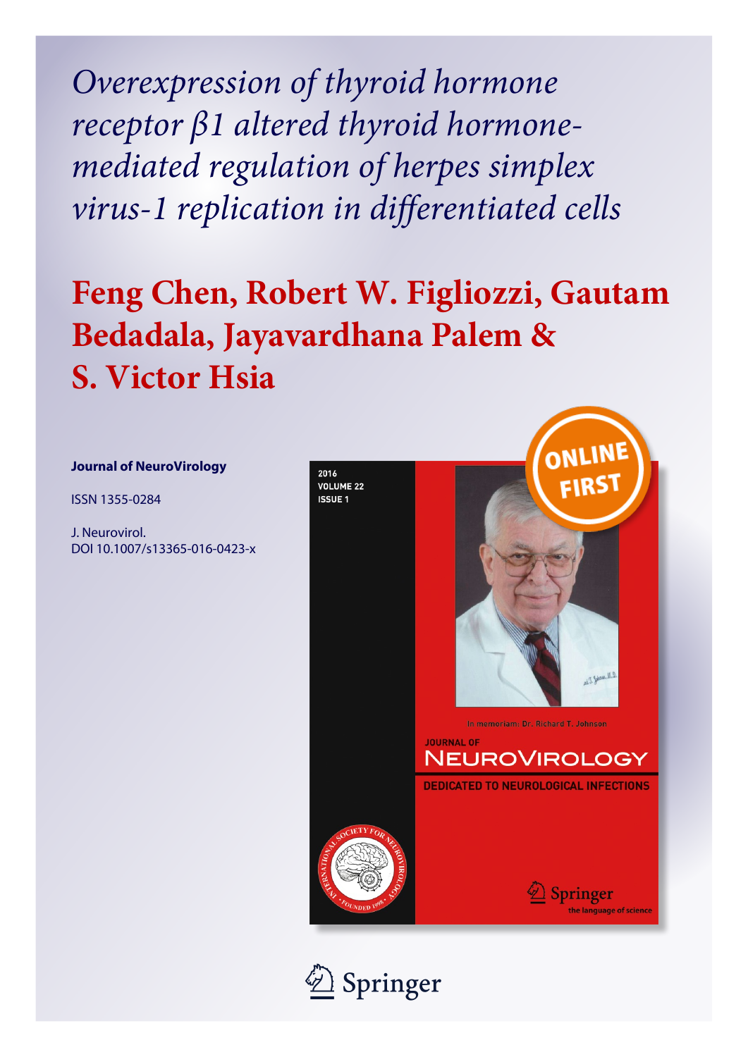# *Overexpression of thyroid hormone receptor β1 altered thyroid hormone-mediated regulation of herpes simplex virus-1 replication in differentiated cells*

## Feng Chen, Robert W. Figliozzi, Gautam Bedadala, Jayavardhana Palem & S. Victor Hsia

**Journal of NeuroVirology**

ISSN 1355-0284

J. Neurovirol.
DOI 10.1007/s13365-016-0423-x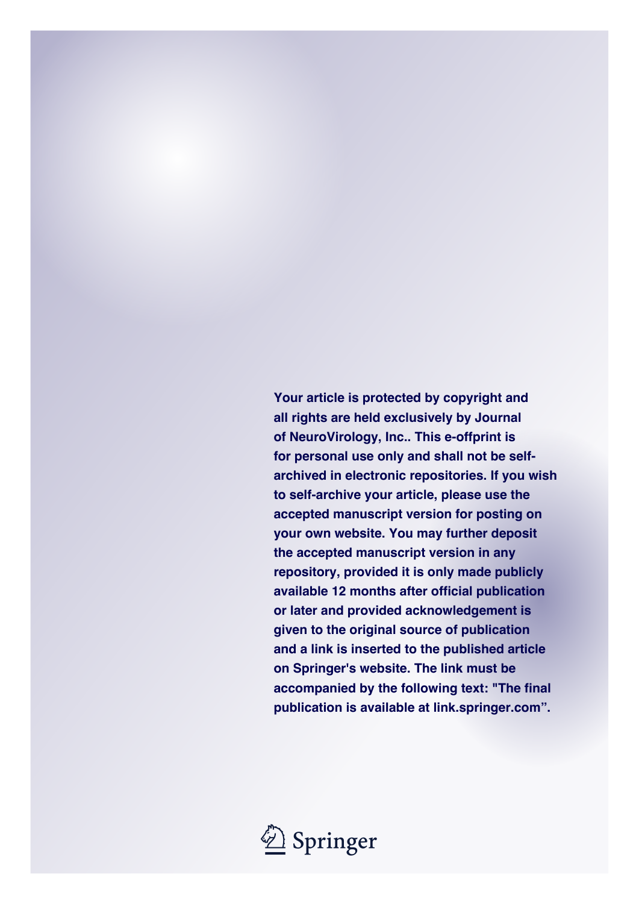**Your article is protected by copyright and all rights are held exclusively by Journal of NeuroVirology, Inc.. This e-offprint is for personal use only and shall not be self-archived in electronic repositories. If you wish to self-archive your article, please use the accepted manuscript version for posting on your own website. You may further deposit the accepted manuscript version in any repository, provided it is only made publicly available 12 months after official publication or later and provided acknowledgement is given to the original source of publication and a link is inserted to the published article on Springer's website. The link must be accompanied by the following text: "The final publication is available at link.springer.com".**

Springer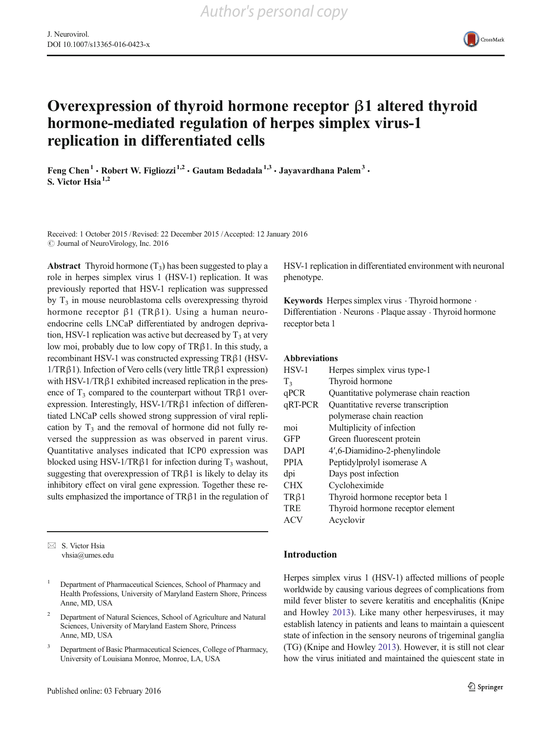Author's personal copy

# Overexpression of thyroid hormone receptor β1 altered thyroid hormone-mediated regulation of herpes simplex virus-1 replication in differentiated cells

Feng Chen[1] · Robert W. Figliozzi[1,2] · Gautam Bedadala[1,3] · Jayavardhana Palem[3] · S. Victor Hsia[1,2]

Received: 1 October 2015 / Revised: 22 December 2015 / Accepted: 12 January 2016
© Journal of NeuroVirology, Inc. 2016

**Abstract** Thyroid hormone ($T_3$) has been suggested to play a role in herpes simplex virus 1 (HSV-1) replication. It was previously reported that HSV-1 replication was suppressed by $T_3$ in mouse neuroblastoma cells overexpressing thyroid hormone receptor β1 (TRβ1). Using a human neuroendocrine cells LNCaP differentiated by androgen deprivation, HSV-1 replication was active but decreased by $T_3$ at very low moi, probably due to low copy of TRβ1. In this study, a recombinant HSV-1 was constructed expressing TRβ1 (HSV-1/TRβ1). Infection of Vero cells (very little TRβ1 expression) with HSV-1/TRβ1 exhibited increased replication in the presence of $T_3$ compared to the counterpart without TRβ1 overexpression. Interestingly, HSV-1/TRβ1 infection of differentiated LNCaP cells showed strong suppression of viral replication by $T_3$ and the removal of hormone did not fully reversed the suppression as was observed in parent virus. Quantitative analyses indicated that ICP0 expression was blocked using HSV-1/TRβ1 for infection during $T_3$ washout, suggesting that overexpression of TRβ1 is likely to delay its inhibitory effect on viral gene expression. Together these results emphasized the importance of TRβ1 in the regulation of HSV-1 replication in differentiated environment with neuronal phenotype.

**Keywords** Herpes simplex virus · Thyroid hormone · Differentiation · Neurons · Plaque assay · Thyroid hormone receptor beta 1

**Abbreviations**

| | |
|---|---|
| HSV-1 | Herpes simplex virus type-1 |
| $T_3$ | Thyroid hormone |
| qPCR | Quantitative polymerase chain reaction |
| qRT-PCR | Quantitative reverse transcription polymerase chain reaction |
| moi | Multiplicity of infection |
| GFP | Green fluorescent protein |
| DAPI | 4′,6-Diamidino-2-phenylindole |
| PPIA | Peptidylprolyl isomerase A |
| dpi | Days post infection |
| CHX | Cycloheximide |
| TRβ1 | Thyroid hormone receptor beta 1 |
| TRE | Thyroid hormone receptor element |
| ACV | Acyclovir |

✉ S. Victor Hsia
vhsia@umes.edu

[1] Department of Pharmaceutical Sciences, School of Pharmacy and Health Professions, University of Maryland Eastern Shore, Princess Anne, MD, USA

[2] Department of Natural Sciences, School of Agriculture and Natural Sciences, University of Maryland Eastern Shore, Princess Anne, MD, USA

[3] Department of Basic Pharmaceutical Sciences, College of Pharmacy, University of Louisiana Monroe, Monroe, LA, USA

## Introduction

Herpes simplex virus 1 (HSV-1) affected millions of people worldwide by causing various degrees of complications from mild fever blister to severe keratitis and encephalitis (Knipe and Howley 2013). Like many other herpesviruses, it may establish latency in patients and leans to maintain a quiescent state of infection in the sensory neurons of trigeminal ganglia (TG) (Knipe and Howley 2013). However, it is still not clear how the virus initiated and maintained the quiescent state in

Published online: 03 February 2016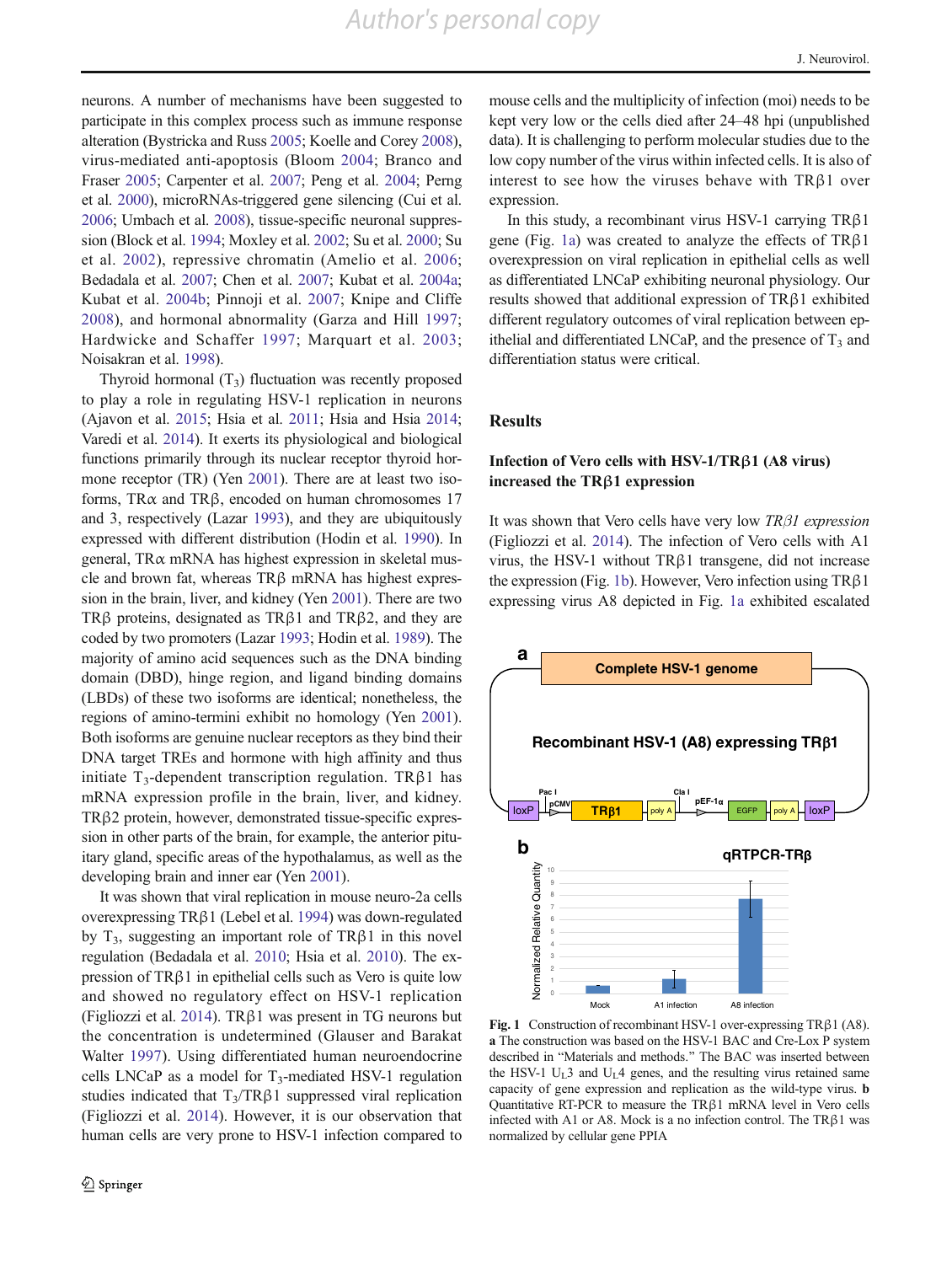neurons. A number of mechanisms have been suggested to participate in this complex process such as immune response alteration (Bystricka and Russ 2005; Koelle and Corey 2008), virus-mediated anti-apoptosis (Bloom 2004; Branco and Fraser 2005; Carpenter et al. 2007; Peng et al. 2004; Perng et al. 2000), microRNAs-triggered gene silencing (Cui et al. 2006; Umbach et al. 2008), tissue-specific neuronal suppression (Block et al. 1994; Moxley et al. 2002; Su et al. 2000; Su et al. 2002), repressive chromatin (Amelio et al. 2006; Bedadala et al. 2007; Chen et al. 2007; Kubat et al. 2004a; Kubat et al. 2004b; Pinnoji et al. 2007; Knipe and Cliffe 2008), and hormonal abnormality (Garza and Hill 1997; Hardwicke and Schaffer 1997; Marquart et al. 2003; Noisakran et al. 1998).

Thyroid hormonal ($T_3$) fluctuation was recently proposed to play a role in regulating HSV-1 replication in neurons (Ajavon et al. 2015; Hsia et al. 2011; Hsia and Hsia 2014; Varedi et al. 2014). It exerts its physiological and biological functions primarily through its nuclear receptor thyroid hormone receptor (TR) (Yen 2001). There are at least two isoforms, TRα and TRβ, encoded on human chromosomes 17 and 3, respectively (Lazar 1993), and they are ubiquitously expressed with different distribution (Hodin et al. 1990). In general, TRα mRNA has highest expression in skeletal muscle and brown fat, whereas TRβ mRNA has highest expression in the brain, liver, and kidney (Yen 2001). There are two TRβ proteins, designated as TRβ1 and TRβ2, and they are coded by two promoters (Lazar 1993; Hodin et al. 1989). The majority of amino acid sequences such as the DNA binding domain (DBD), hinge region, and ligand binding domains (LBDs) of these two isoforms are identical; nonetheless, the regions of amino-termini exhibit no homology (Yen 2001). Both isoforms are genuine nuclear receptors as they bind their DNA target TREs and hormone with high affinity and thus initiate $T_3$-dependent transcription regulation. TRβ1 has mRNA expression profile in the brain, liver, and kidney. TRβ2 protein, however, demonstrated tissue-specific expression in other parts of the brain, for example, the anterior pituitary gland, specific areas of the hypothalamus, as well as the developing brain and inner ear (Yen 2001).

It was shown that viral replication in mouse neuro-2a cells overexpressing TRβ1 (Lebel et al. 1994) was down-regulated by $T_3$, suggesting an important role of TRβ1 in this novel regulation (Bedadala et al. 2010; Hsia et al. 2010). The expression of TRβ1 in epithelial cells such as Vero is quite low and showed no regulatory effect on HSV-1 replication (Figliozzi et al. 2014). TRβ1 was present in TG neurons but the concentration is undetermined (Glauser and Barakat Walter 1997). Using differentiated human neuroendocrine cells LNCaP as a model for $T_3$-mediated HSV-1 regulation studies indicated that $T_3$/TRβ1 suppressed viral replication (Figliozzi et al. 2014). However, it is our observation that human cells are very prone to HSV-1 infection compared to mouse cells and the multiplicity of infection (moi) needs to be kept very low or the cells died after 24–48 hpi (unpublished data). It is challenging to perform molecular studies due to the low copy number of the virus within infected cells. It is also of interest to see how the viruses behave with TRβ1 over expression.

In this study, a recombinant virus HSV-1 carrying TRβ1 gene (Fig. 1a) was created to analyze the effects of TRβ1 overexpression on viral replication in epithelial cells as well as differentiated LNCaP exhibiting neuronal physiology. Our results showed that additional expression of TRβ1 exhibited different regulatory outcomes of viral replication between epithelial and differentiated LNCaP, and the presence of $T_3$ and differentiation status were critical.

## Results

### Infection of Vero cells with HSV-1/TRβ1 (A8 virus) increased the TRβ1 expression

It was shown that Vero cells have very low *TRβ1 expression* (Figliozzi et al. 2014). The infection of Vero cells with A1 virus, the HSV-1 without TRβ1 transgene, did not increase the expression (Fig. 1b). However, Vero infection using TRβ1 expressing virus A8 depicted in Fig. 1a exhibited escalated

**Fig. 1** Construction of recombinant HSV-1 over-expressing TRβ1 (A8). **a** The construction was based on the HSV-1 BAC and Cre-Lox P system described in "Materials and methods." The BAC was inserted between the HSV-1 $U_L3$ and $U_L4$ genes, and the resulting virus retained same capacity of gene expression and replication as the wild-type virus. **b** Quantitative RT-PCR to measure the TRβ1 mRNA level in Vero cells infected with A1 or A8. Mock is a no infection control. The TRβ1 was normalized by cellular gene PPIA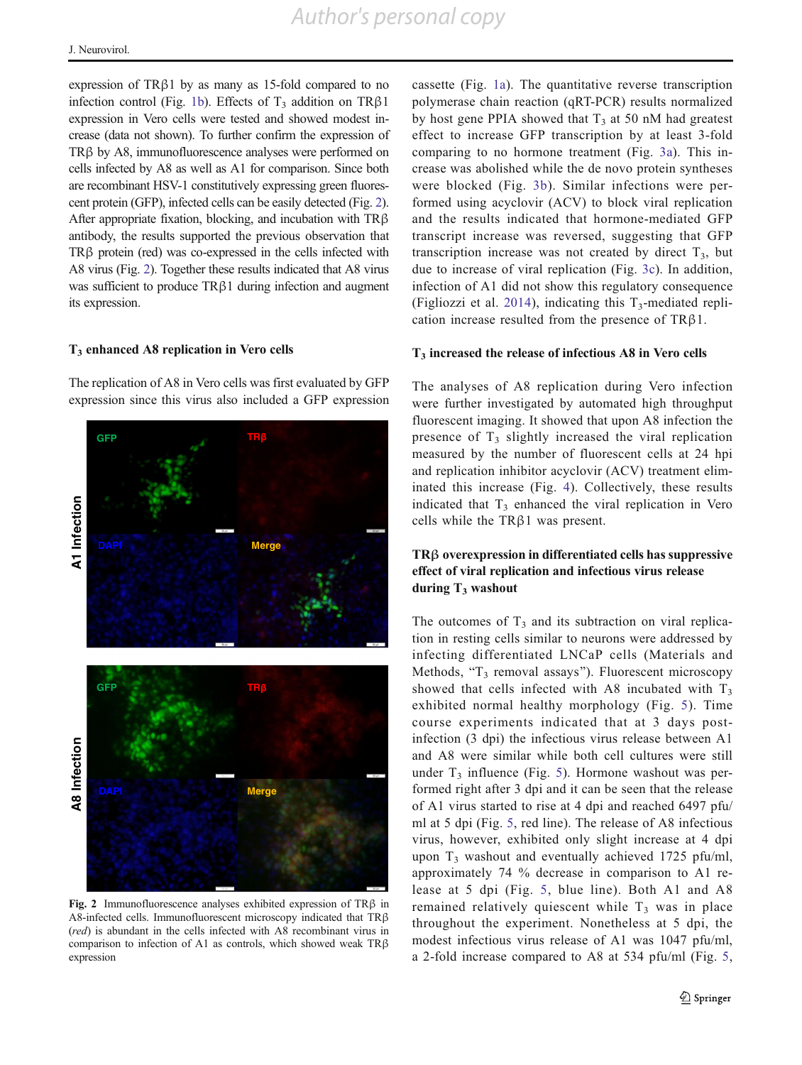expression of TRβ1 by as many as 15-fold compared to no infection control (Fig. 1b). Effects of $T_3$ addition on TRβ1 expression in Vero cells were tested and showed modest increase (data not shown). To further confirm the expression of TRβ by A8, immunofluorescence analyses were performed on cells infected by A8 as well as A1 for comparison. Since both are recombinant HSV-1 constitutively expressing green fluorescent protein (GFP), infected cells can be easily detected (Fig. 2). After appropriate fixation, blocking, and incubation with TRβ antibody, the results supported the previous observation that TRβ protein (red) was co-expressed in the cells infected with A8 virus (Fig. 2). Together these results indicated that A8 virus was sufficient to produce TRβ1 during infection and augment its expression.

### $T_3$ enhanced A8 replication in Vero cells

The replication of A8 in Vero cells was first evaluated by GFP expression since this virus also included a GFP expression cassette (Fig. 1a). The quantitative reverse transcription polymerase chain reaction (qRT-PCR) results normalized by host gene PPIA showed that $T_3$ at 50 nM had greatest effect to increase GFP transcription by at least 3-fold comparing to no hormone treatment (Fig. 3a). This increase was abolished while the de novo protein syntheses were blocked (Fig. 3b). Similar infections were performed using acyclovir (ACV) to block viral replication and the results indicated that hormone-mediated GFP transcript increase was reversed, suggesting that GFP transcription increase was not created by direct $T_3$, but due to increase of viral replication (Fig. 3c). In addition, infection of A1 did not show this regulatory consequence (Figliozzi et al. 2014), indicating this $T_3$-mediated replication increase resulted from the presence of TRβ1.

Fig. 2 Immunofluorescence analyses exhibited expression of TRβ in A8-infected cells. Immunofluorescent microscopy indicated that TRβ (*red*) is abundant in the cells infected with A8 recombinant virus in comparison to infection of A1 as controls, which showed weak TRβ expression

### $T_3$ increased the release of infectious A8 in Vero cells

The analyses of A8 replication during Vero infection were further investigated by automated high throughput fluorescent imaging. It showed that upon A8 infection the presence of $T_3$ slightly increased the viral replication measured by the number of fluorescent cells at 24 hpi and replication inhibitor acyclovir (ACV) treatment eliminated this increase (Fig. 4). Collectively, these results indicated that $T_3$ enhanced the viral replication in Vero cells while the TRβ1 was present.

### TRβ overexpression in differentiated cells has suppressive effect of viral replication and infectious virus release during $T_3$ washout

The outcomes of $T_3$ and its subtraction on viral replication in resting cells similar to neurons were addressed by infecting differentiated LNCaP cells (Materials and Methods, "$T_3$ removal assays"). Fluorescent microscopy showed that cells infected with A8 incubated with $T_3$ exhibited normal healthy morphology (Fig. 5). Time course experiments indicated that at 3 days post-infection (3 dpi) the infectious virus release between A1 and A8 were similar while both cell cultures were still under $T_3$ influence (Fig. 5). Hormone washout was performed right after 3 dpi and it can be seen that the release of A1 virus started to rise at 4 dpi and reached 6497 pfu/ml at 5 dpi (Fig. 5, red line). The release of A8 infectious virus, however, exhibited only slight increase at 4 dpi upon $T_3$ washout and eventually achieved 1725 pfu/ml, approximately 74 % decrease in comparison to A1 release at 5 dpi (Fig. 5, blue line). Both A1 and A8 remained relatively quiescent while $T_3$ was in place throughout the experiment. Nonetheless at 5 dpi, the modest infectious virus release of A1 was 1047 pfu/ml, a 2-fold increase compared to A8 at 534 pfu/ml (Fig. 5,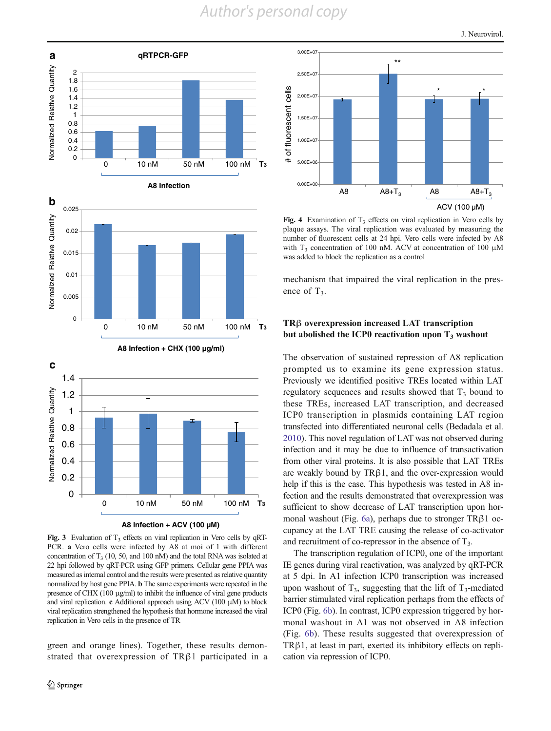**Fig. 3** Evaluation of $T_3$ effects on viral replication in Vero cells by qRT-PCR. **a** Vero cells were infected by A8 at moi of 1 with different concentration of $T_3$ (10, 50, and 100 nM) and the total RNA was isolated at 22 hpi followed by qRT-PCR using GFP primers. Cellular gene PPIA was measured as internal control and the results were presented as relative quantity normalized by host gene PPIA. **b** The same experiments were repeated in the presence of CHX (100 μg/ml) to inhibit the influence of viral gene products and viral replication. **c** Additional approach using ACV (100 μM) to block viral replication strengthened the hypothesis that hormone increased the viral replication in Vero cells in the presence of TR

green and orange lines). Together, these results demonstrated that overexpression of TRβ1 participated in a mechanism that impaired the viral replication in the presence of $T_3$.

**Fig. 4** Examination of $T_3$ effects on viral replication in Vero cells by plaque assays. The viral replication was evaluated by measuring the number of fluorescent cells at 24 hpi. Vero cells were infected by A8 with $T_3$ concentration of 100 nM. ACV at concentration of 100 μM was added to block the replication as a control

## TRβ overexpression increased LAT transcription but abolished the ICP0 reactivation upon $T_3$ washout

The observation of sustained repression of A8 replication prompted us to examine its gene expression status. Previously we identified positive TREs located within LAT regulatory sequences and results showed that $T_3$ bound to these TREs, increased LAT transcription, and decreased ICP0 transcription in plasmids containing LAT region transfected into differentiated neuronal cells (Bedadala et al. 2010). This novel regulation of LAT was not observed during infection and it may be due to influence of transactivation from other viral proteins. It is also possible that LAT TREs are weakly bound by TRβ1, and the over-expression would help if this is the case. This hypothesis was tested in A8 infection and the results demonstrated that overexpression was sufficient to show decrease of LAT transcription upon hormonal washout (Fig. 6a), perhaps due to stronger TRβ1 occupancy at the LAT TRE causing the release of co-activator and recruitment of co-repressor in the absence of $T_3$.

The transcription regulation of ICP0, one of the important IE genes during viral reactivation, was analyzed by qRT-PCR at 5 dpi. In A1 infection ICP0 transcription was increased upon washout of $T_3$, suggesting that the lift of $T_3$-mediated barrier stimulated viral replication perhaps from the effects of ICP0 (Fig. 6b). In contrast, ICP0 expression triggered by hormonal washout in A1 was not observed in A8 infection (Fig. 6b). These results suggested that overexpression of TRβ1, at least in part, exerted its inhibitory effects on replication via repression of ICP0.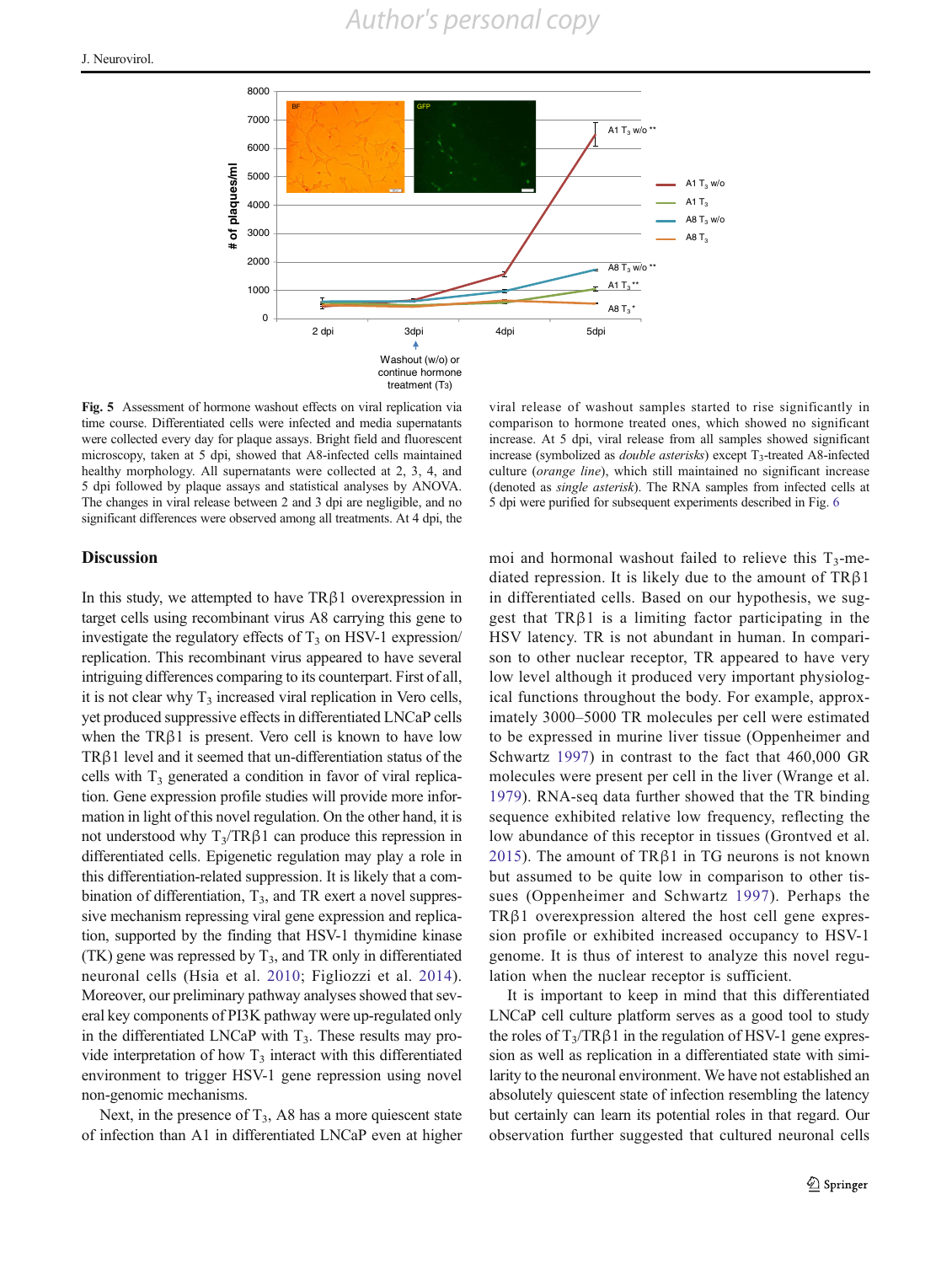**Fig. 5** Assessment of hormone washout effects on viral replication via time course. Differentiated cells were infected and media supernatants were collected every day for plaque assays. Bright field and fluorescent microscopy, taken at 5 dpi, showed that A8-infected cells maintained healthy morphology. All supernatants were collected at 2, 3, 4, and 5 dpi followed by plaque assays and statistical analyses by ANOVA. The changes in viral release between 2 and 3 dpi are negligible, and no significant differences were observed among all treatments. At 4 dpi, the viral release of washout samples started to rise significantly in comparison to hormone treated ones, which showed no significant increase. At 5 dpi, viral release from all samples showed significant increase (symbolized as *double asterisks*) except $T_3$-treated A8-infected culture (*orange line*), which still maintained no significant increase (denoted as *single asterisk*). The RNA samples from infected cells at 5 dpi were purified for subsequent experiments described in Fig. 6

## Discussion

In this study, we attempted to have TRβ1 overexpression in target cells using recombinant virus A8 carrying this gene to investigate the regulatory effects of $T_3$ on HSV-1 expression/replication. This recombinant virus appeared to have several intriguing differences comparing to its counterpart. First of all, it is not clear why $T_3$ increased viral replication in Vero cells, yet produced suppressive effects in differentiated LNCaP cells when the TRβ1 is present. Vero cell is known to have low TRβ1 level and it seemed that un-differentiation status of the cells with $T_3$ generated a condition in favor of viral replication. Gene expression profile studies will provide more information in light of this novel regulation. On the other hand, it is not understood why $T_3$/TRβ1 can produce this repression in differentiated cells. Epigenetic regulation may play a role in this differentiation-related suppression. It is likely that a combination of differentiation, $T_3$, and TR exert a novel suppressive mechanism repressing viral gene expression and replication, supported by the finding that HSV-1 thymidine kinase (TK) gene was repressed by $T_3$, and TR only in differentiated neuronal cells (Hsia et al. 2010; Figliozzi et al. 2014). Moreover, our preliminary pathway analyses showed that several key components of PI3K pathway were up-regulated only in the differentiated LNCaP with $T_3$. These results may provide interpretation of how $T_3$ interact with this differentiated environment to trigger HSV-1 gene repression using novel non-genomic mechanisms.

Next, in the presence of $T_3$, A8 has a more quiescent state of infection than A1 in differentiated LNCaP even at higher moi and hormonal washout failed to relieve this $T_3$-mediated repression. It is likely due to the amount of TRβ1 in differentiated cells. Based on our hypothesis, we suggest that TRβ1 is a limiting factor participating in the HSV latency. TR is not abundant in human. In comparison to other nuclear receptor, TR appeared to have very low level although it produced very important physiological functions throughout the body. For example, approximately 3000–5000 TR molecules per cell were estimated to be expressed in murine liver tissue (Oppenheimer and Schwartz 1997) in contrast to the fact that 460,000 GR molecules were present per cell in the liver (Wrange et al. 1979). RNA-seq data further showed that the TR binding sequence exhibited relative low frequency, reflecting the low abundance of this receptor in tissues (Grontved et al. 2015). The amount of TRβ1 in TG neurons is not known but assumed to be quite low in comparison to other tissues (Oppenheimer and Schwartz 1997). Perhaps the TRβ1 overexpression altered the host cell gene expression profile or exhibited increased occupancy to HSV-1 genome. It is thus of interest to analyze this novel regulation when the nuclear receptor is sufficient.

It is important to keep in mind that this differentiated LNCaP cell culture platform serves as a good tool to study the roles of $T_3$/TRβ1 in the regulation of HSV-1 gene expression as well as replication in a differentiated state with similarity to the neuronal environment. We have not established an absolutely quiescent state of infection resembling the latency but certainly can learn its potential roles in that regard. Our observation further suggested that cultured neuronal cells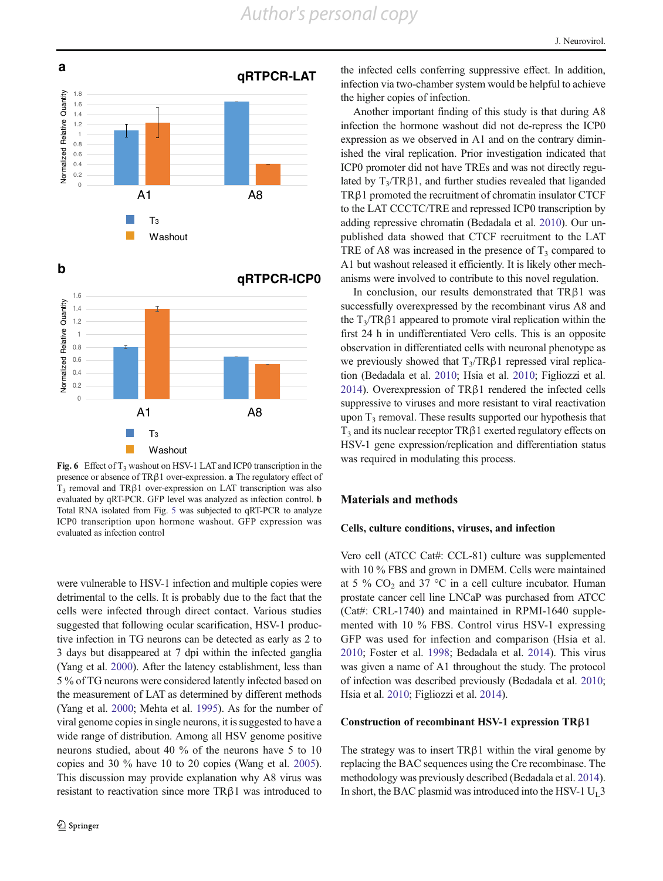**Fig. 6** Effect of $T_3$ washout on HSV-1 LAT and ICP0 transcription in the presence or absence of TRβ1 over-expression. **a** The regulatory effect of $T_3$ removal and TRβ1 over-expression on LAT transcription was also evaluated by qRT-PCR. GFP level was analyzed as infection control. **b** Total RNA isolated from Fig. 5 was subjected to qRT-PCR to analyze ICP0 transcription upon hormone washout. GFP expression was evaluated as infection control

were vulnerable to HSV-1 infection and multiple copies were detrimental to the cells. It is probably due to the fact that the cells were infected through direct contact. Various studies suggested that following ocular scarification, HSV-1 productive infection in TG neurons can be detected as early as 2 to 3 days but disappeared at 7 dpi within the infected ganglia (Yang et al. 2000). After the latency establishment, less than 5 % of TG neurons were considered latently infected based on the measurement of LAT as determined by different methods (Yang et al. 2000; Mehta et al. 1995). As for the number of viral genome copies in single neurons, it is suggested to have a wide range of distribution. Among all HSV genome positive neurons studied, about 40 % of the neurons have 5 to 10 copies and 30 % have 10 to 20 copies (Wang et al. 2005). This discussion may provide explanation why A8 virus was resistant to reactivation since more TRβ1 was introduced to the infected cells conferring suppressive effect. In addition, infection via two-chamber system would be helpful to achieve the higher copies of infection.

Another important finding of this study is that during A8 infection the hormone washout did not de-repress the ICP0 expression as we observed in A1 and on the contrary diminished the viral replication. Prior investigation indicated that ICP0 promoter did not have TREs and was not directly regulated by $T_3$/TRβ1, and further studies revealed that liganded TRβ1 promoted the recruitment of chromatin insulator CTCF to the LAT CCCTC/TRE and repressed ICP0 transcription by adding repressive chromatin (Bedadala et al. 2010). Our unpublished data showed that CTCF recruitment to the LAT TRE of A8 was increased in the presence of $T_3$ compared to A1 but washout released it efficiently. It is likely other mechanisms were involved to contribute to this novel regulation.

In conclusion, our results demonstrated that TRβ1 was successfully overexpressed by the recombinant virus A8 and the $T_3$/TRβ1 appeared to promote viral replication within the first 24 h in undifferentiated Vero cells. This is an opposite observation in differentiated cells with neuronal phenotype as we previously showed that $T_3$/TRβ1 repressed viral replication (Bedadala et al. 2010; Hsia et al. 2010; Figliozzi et al. 2014). Overexpression of TRβ1 rendered the infected cells suppressive to viruses and more resistant to viral reactivation upon $T_3$ removal. These results supported our hypothesis that $T_3$ and its nuclear receptor TRβ1 exerted regulatory effects on HSV-1 gene expression/replication and differentiation status was required in modulating this process.

## Materials and methods

### Cells, culture conditions, viruses, and infection

Vero cell (ATCC Cat#: CCL-81) culture was supplemented with 10 % FBS and grown in DMEM. Cells were maintained at 5 % $CO_2$ and 37 °C in a cell culture incubator. Human prostate cancer cell line LNCaP was purchased from ATCC (Cat#: CRL-1740) and maintained in RPMI-1640 supplemented with 10 % FBS. Control virus HSV-1 expressing GFP was used for infection and comparison (Hsia et al. 2010; Foster et al. 1998; Bedadala et al. 2014). This virus was given a name of A1 throughout the study. The protocol of infection was described previously (Bedadala et al. 2010; Hsia et al. 2010; Figliozzi et al. 2014).

### Construction of recombinant HSV-1 expression TRβ1

The strategy was to insert TRβ1 within the viral genome by replacing the BAC sequences using the Cre recombinase. The methodology was previously described (Bedadala et al. 2014). In short, the BAC plasmid was introduced into the HSV-1 $U_L3$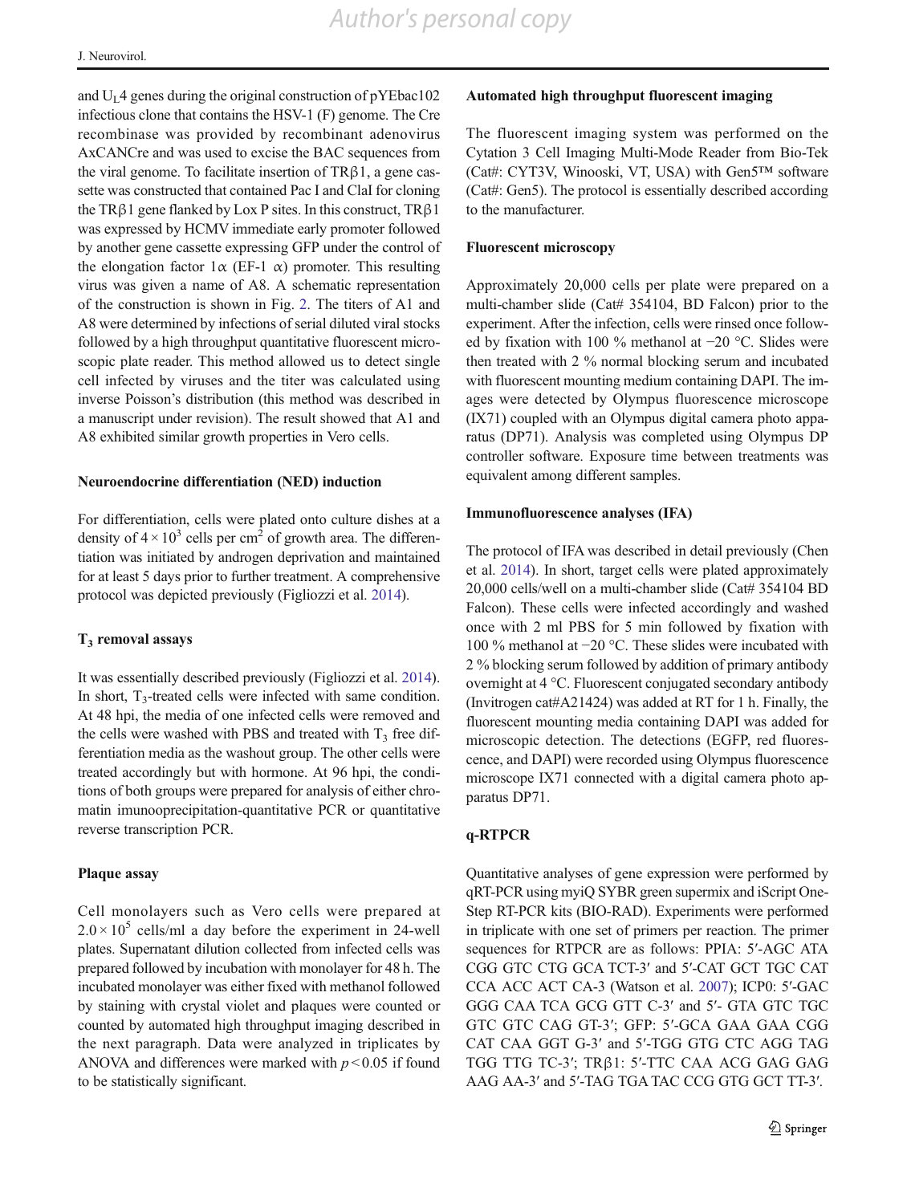and $U_L4$ genes during the original construction of pYEbac102 infectious clone that contains the HSV-1 (F) genome. The Cre recombinase was provided by recombinant adenovirus AxCANCre and was used to excise the BAC sequences from the viral genome. To facilitate insertion of TRβ1, a gene cassette was constructed that contained Pac I and ClaI for cloning the TRβ1 gene flanked by Lox P sites. In this construct, TRβ1 was expressed by HCMV immediate early promoter followed by another gene cassette expressing GFP under the control of the elongation factor 1α (EF-1 α) promoter. This resulting virus was given a name of A8. A schematic representation of the construction is shown in Fig. 2. The titers of A1 and A8 were determined by infections of serial diluted viral stocks followed by a high throughput quantitative fluorescent microscopic plate reader. This method allowed us to detect single cell infected by viruses and the titer was calculated using inverse Poisson's distribution (this method was described in a manuscript under revision). The result showed that A1 and A8 exhibited similar growth properties in Vero cells.

**Neuroendocrine differentiation (NED) induction**

For differentiation, cells were plated onto culture dishes at a density of $4 \times 10^3$ cells per cm$^2$ of growth area. The differentiation was initiated by androgen deprivation and maintained for at least 5 days prior to further treatment. A comprehensive protocol was depicted previously (Figliozzi et al. 2014).

**$T_3$ removal assays**

It was essentially described previously (Figliozzi et al. 2014). In short, $T_3$-treated cells were infected with same condition. At 48 hpi, the media of one infected cells were removed and the cells were washed with PBS and treated with $T_3$ free differentiation media as the washout group. The other cells were treated accordingly but with hormone. At 96 hpi, the conditions of both groups were prepared for analysis of either chromatin imunooprecipitation-quantitative PCR or quantitative reverse transcription PCR.

**Plaque assay**

Cell monolayers such as Vero cells were prepared at $2.0 \times 10^5$ cells/ml a day before the experiment in 24-well plates. Supernatant dilution collected from infected cells was prepared followed by incubation with monolayer for 48 h. The incubated monolayer was either fixed with methanol followed by staining with crystal violet and plaques were counted or counted by automated high throughput imaging described in the next paragraph. Data were analyzed in triplicates by ANOVA and differences were marked with $p < 0.05$ if found to be statistically significant.

**Automated high throughput fluorescent imaging**

The fluorescent imaging system was performed on the Cytation 3 Cell Imaging Multi-Mode Reader from Bio-Tek (Cat#: CYT3V, Winooski, VT, USA) with Gen5™ software (Cat#: Gen5). The protocol is essentially described according to the manufacturer.

**Fluorescent microscopy**

Approximately 20,000 cells per plate were prepared on a multi-chamber slide (Cat# 354104, BD Falcon) prior to the experiment. After the infection, cells were rinsed once followed by fixation with 100 % methanol at −20 °C. Slides were then treated with 2 % normal blocking serum and incubated with fluorescent mounting medium containing DAPI. The images were detected by Olympus fluorescence microscope (IX71) coupled with an Olympus digital camera photo apparatus (DP71). Analysis was completed using Olympus DP controller software. Exposure time between treatments was equivalent among different samples.

**Immunofluorescence analyses (IFA)**

The protocol of IFA was described in detail previously (Chen et al. 2014). In short, target cells were plated approximately 20,000 cells/well on a multi-chamber slide (Cat# 354104 BD Falcon). These cells were infected accordingly and washed once with 2 ml PBS for 5 min followed by fixation with 100 % methanol at −20 °C. These slides were incubated with 2 % blocking serum followed by addition of primary antibody overnight at 4 °C. Fluorescent conjugated secondary antibody (Invitrogen cat#A21424) was added at RT for 1 h. Finally, the fluorescent mounting media containing DAPI was added for microscopic detection. The detections (EGFP, red fluorescence, and DAPI) were recorded using Olympus fluorescence microscope IX71 connected with a digital camera photo apparatus DP71.

**q-RTPCR**

Quantitative analyses of gene expression were performed by qRT-PCR using myiQ SYBR green supermix and iScript One-Step RT-PCR kits (BIO-RAD). Experiments were performed in triplicate with one set of primers per reaction. The primer sequences for RTPCR are as follows: PPIA: 5′-AGC ATA CGG GTC CTG GCA TCT-3′ and 5′-CAT GCT TGC CAT CCA ACC ACT CA-3 (Watson et al. 2007); ICP0: 5′-GAC GGG CAA TCA GCG GTT C-3′ and 5′- GTA GTC TGC GTC GTC CAG GT-3′; GFP: 5′-GCA GAA GAA CGG CAT CAA GGT G-3′ and 5′-TGG GTG CTC AGG TAG TGG TTG TC-3′; TRβ1: 5′-TTC CAA ACG GAG GAG AAG AA-3′ and 5′-TAG TGA TAC CCG GTG GCT TT-3′.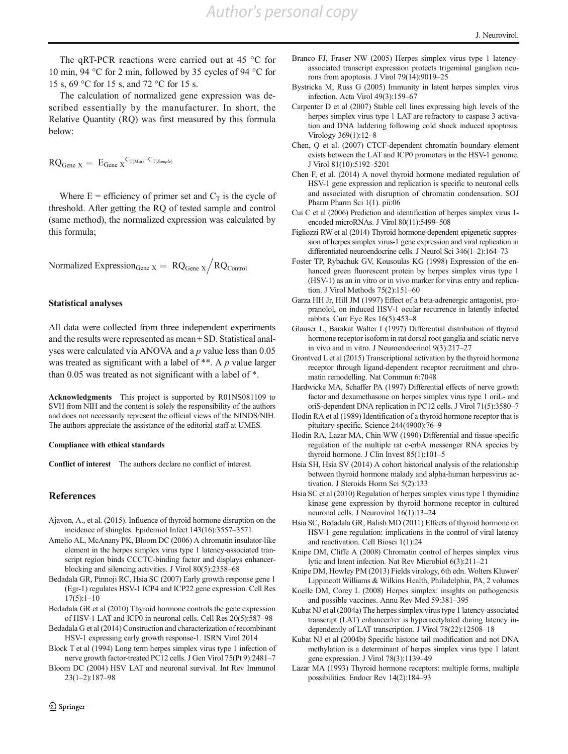The qRT-PCR reactions were carried out at 45 °C for 10 min, 94 °C for 2 min, followed by 35 cycles of 94 °C for 15 s, 69 °C for 15 s, and 72 °C for 15 s.

The calculation of normalized gene expression was described essentially by the manufacturer. In short, the Relative Quantity (RQ) was first measured by this formula below:

$$RQ_{\text{Gene X}} = E_{\text{Gene X}}^{C_{T(\text{Min})} - C_{T(\textit{Sample})}}$$

Where E = efficiency of primer set and $C_T$ is the cycle of threshold. After getting the RQ of tested sample and control (same method), the normalized expression was calculated by this formula;

$$\text{Normalized Expression}_{\text{Gene X}} = RQ_{\text{Gene X}} \Big/ RQ_{\text{Control}}$$

### Statistical analyses

All data were collected from three independent experiments and the results were represented as mean ± SD. Statistical analyses were calculated via ANOVA and a $p$ value less than 0.05 was treated as significant with a label of **. A $p$ value larger than 0.05 was treated as not significant with a label of *.

**Acknowledgments** This project is supported by R01NS081109 to SVH from NIH and the content is solely the responsibility of the authors and does not necessarily represent the official views of the NINDS/NIH. The authors appreciate the assistance of the editorial staff at UMES.

#### Compliance with ethical standards

**Conflict of interest** The authors declare no conflict of interest.

## References

Ajavon, A., et al. (2015). Influence of thyroid hormone disruption on the incidence of shingles. Epidemiol Infect 143(16):3557–3571.

Amelio AL, McAnany PK, Bloom DC (2006) A chromatin insulator-like element in the herpes simplex virus type 1 latency-associated transcript region binds CCCTC-binding factor and displays enhancer-blocking and silencing activities. J Virol 80(5):2358–68

Bedadala GR, Pinnoji RC, Hsia SC (2007) Early growth response gene 1 (Egr-1) regulates HSV-1 ICP4 and ICP22 gene expression. Cell Res 17(5):1–10

Bedadala GR et al (2010) Thyroid hormone controls the gene expression of HSV-1 LAT and ICP0 in neuronal cells. Cell Res 20(5):587–98

Bedadala G et al (2014) Construction and characterization of recombinant HSV-1 expressing early growth response-1. ISRN Virol 2014

Block T et al (1994) Long term herpes simplex virus type 1 infection of nerve growth factor-treated PC12 cells. J Gen Virol 75(Pt 9):2481–7

Bloom DC (2004) HSV LAT and neuronal survival. Int Rev Immunol 23(1–2):187–98

Branco FJ, Fraser NW (2005) Herpes simplex virus type 1 latency-associated transcript expression protects trigeminal ganglion neurons from apoptosis. J Virol 79(14):9019–25

Bystricka M, Russ G (2005) Immunity in latent herpes simplex virus infection. Acta Virol 49(3):159–67

Carpenter D et al (2007) Stable cell lines expressing high levels of the herpes simplex virus type 1 LAT are refractory to caspase 3 activation and DNA laddering following cold shock induced apoptosis. Virology 369(1):12–8

Chen, Q et al. (2007) CTCF-dependent chromatin boundary element exists between the LAT and ICP0 promoters in the HSV-1 genome. J Virol 81(10):5192–5201

Chen F, et al. (2014) A novel thyroid hormone mediated regulation of HSV-1 gene expression and replication is specific to neuronal cells and associated with disruption of chromatin condensation. SOJ Pharm Pharm Sci 1(1). pii:06

Cui C et al (2006) Prediction and identification of herpes simplex virus 1-encoded microRNAs. J Virol 80(11):5499–508

Figliozzi RW et al (2014) Thyroid hormone-dependent epigenetic suppression of herpes simplex virus-1 gene expression and viral replication in differentiated neuroendocrine cells. J Neurol Sci 346(1–2):164–73

Foster TP, Rybachuk GV, Kousoulas KG (1998) Expression of the enhanced green fluorescent protein by herpes simplex virus type 1 (HSV-1) as an in vitro or in vivo marker for virus entry and replication. J Virol Methods 75(2):151–60

Garza HH Jr, Hill JM (1997) Effect of a beta-adrenergic antagonist, propranolol, on induced HSV-1 ocular recurrence in latently infected rabbits. Curr Eye Res 16(5):453–8

Glauser L, Barakat Walter I (1997) Differential distribution of thyroid hormone receptor isoform in rat dorsal root ganglia and sciatic nerve in vivo and in vitro. J Neuroendocrinol 9(3):217–27

Grontved L et al (2015) Transcriptional activation by the thyroid hormone receptor through ligand-dependent receptor recruitment and chromatin remodelling. Nat Commun 6:7048

Hardwicke MA, Schaffer PA (1997) Differential effects of nerve growth factor and dexamethasone on herpes simplex virus type 1 oriL- and oriS-dependent DNA replication in PC12 cells. J Virol 71(5):3580–7

Hodin RA et al (1989) Identification of a thyroid hormone receptor that is pituitary-specific. Science 244(4900):76–9

Hodin RA, Lazar MA, Chin WW (1990) Differential and tissue-specific regulation of the multiple rat c-erbA messenger RNA species by thyroid hormone. J Clin Invest 85(1):101–5

Hsia SH, Hsia SV (2014) A cohort historical analysis of the relationship between thyroid hormone malady and alpha-human herpesvirus activation. J Steroids Horm Sci 5(2):133

Hsia SC et al (2010) Regulation of herpes simplex virus type 1 thymidine kinase gene expression by thyroid hormone receptor in cultured neuronal cells. J Neurovirol 16(1):13–24

Hsia SC, Bedadala GR, Balish MD (2011) Effects of thyroid hormone on HSV-1 gene regulation: implications in the control of viral latency and reactivation. Cell Biosci 1(1):24

Knipe DM, Cliffe A (2008) Chromatin control of herpes simplex virus lytic and latent infection. Nat Rev Microbiol 6(3):211–21

Knipe DM, Howley PM (2013) Fields virology, 6th edn. Wolters Kluwer/ Lippincott Williams & Wilkins Health, Philadelphia, PA, 2 volumes

Koelle DM, Corey L (2008) Herpes simplex: insights on pathogenesis and possible vaccines. Annu Rev Med 59:381–395

Kubat NJ et al (2004a) The herpes simplex virus type 1 latency-associated transcript (LAT) enhancer/rcr is hyperacetylated during latency independently of LAT transcription. J Virol 78(22):12508–18

Kubat NJ et al (2004b) Specific histone tail modification and not DNA methylation is a determinant of herpes simplex virus type 1 latent gene expression. J Virol 78(3):1139–49

Lazar MA (1993) Thyroid hormone receptors: multiple forms, multiple possibilities. Endocr Rev 14(2):184–93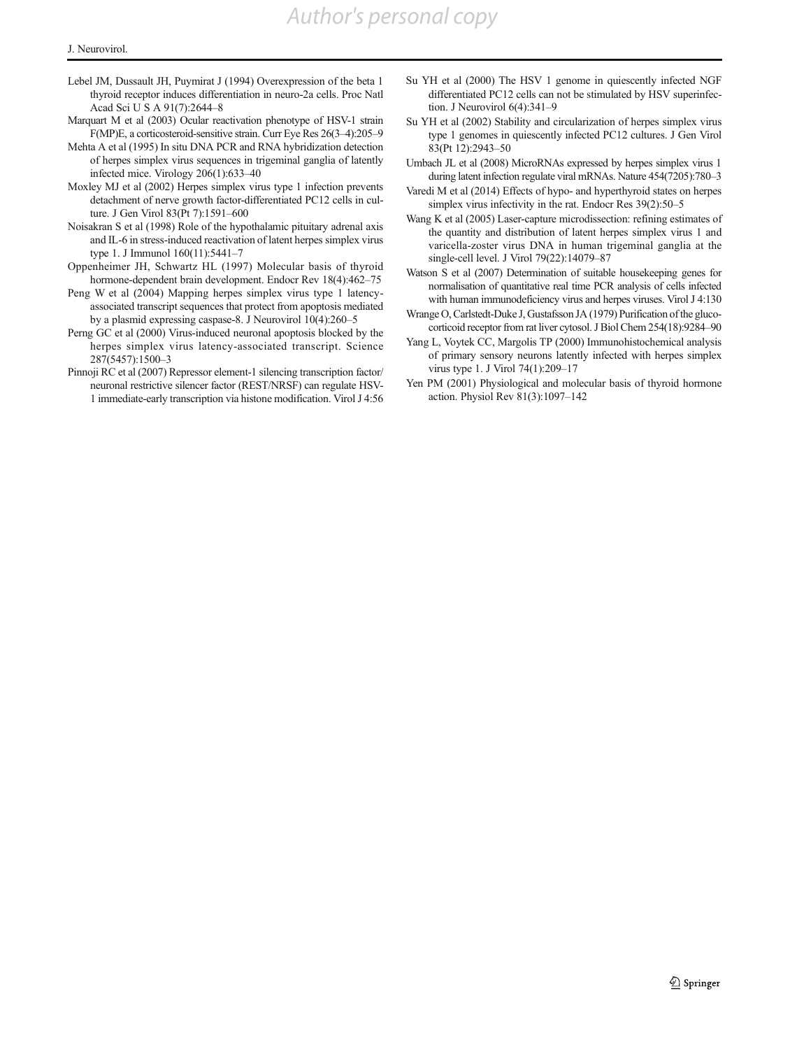Lebel JM, Dussault JH, Puymirat J (1994) Overexpression of the beta 1 thyroid receptor induces differentiation in neuro-2a cells. Proc Natl Acad Sci U S A 91(7):2644–8

Marquart M et al (2003) Ocular reactivation phenotype of HSV-1 strain F(MP)E, a corticosteroid-sensitive strain. Curr Eye Res 26(3–4):205–9

Mehta A et al (1995) In situ DNA PCR and RNA hybridization detection of herpes simplex virus sequences in trigeminal ganglia of latently infected mice. Virology 206(1):633–40

Moxley MJ et al (2002) Herpes simplex virus type 1 infection prevents detachment of nerve growth factor-differentiated PC12 cells in culture. J Gen Virol 83(Pt 7):1591–600

Noisakran S et al (1998) Role of the hypothalamic pituitary adrenal axis and IL-6 in stress-induced reactivation of latent herpes simplex virus type 1. J Immunol 160(11):5441–7

Oppenheimer JH, Schwartz HL (1997) Molecular basis of thyroid hormone-dependent brain development. Endocr Rev 18(4):462–75

Peng W et al (2004) Mapping herpes simplex virus type 1 latency-associated transcript sequences that protect from apoptosis mediated by a plasmid expressing caspase-8. J Neurovirol 10(4):260–5

Perng GC et al (2000) Virus-induced neuronal apoptosis blocked by the herpes simplex virus latency-associated transcript. Science 287(5457):1500–3

Pinnoji RC et al (2007) Repressor element-1 silencing transcription factor/neuronal restrictive silencer factor (REST/NRSF) can regulate HSV-1 immediate-early transcription via histone modification. Virol J 4:56

Su YH et al (2000) The HSV 1 genome in quiescently infected NGF differentiated PC12 cells can not be stimulated by HSV superinfection. J Neurovirol 6(4):341–9

Su YH et al (2002) Stability and circularization of herpes simplex virus type 1 genomes in quiescently infected PC12 cultures. J Gen Virol 83(Pt 12):2943–50

Umbach JL et al (2008) MicroRNAs expressed by herpes simplex virus 1 during latent infection regulate viral mRNAs. Nature 454(7205):780–3

Varedi M et al (2014) Effects of hypo- and hyperthyroid states on herpes simplex virus infectivity in the rat. Endocr Res 39(2):50–5

Wang K et al (2005) Laser-capture microdissection: refining estimates of the quantity and distribution of latent herpes simplex virus 1 and varicella-zoster virus DNA in human trigeminal ganglia at the single-cell level. J Virol 79(22):14079–87

Watson S et al (2007) Determination of suitable housekeeping genes for normalisation of quantitative real time PCR analysis of cells infected with human immunodeficiency virus and herpes viruses. Virol J 4:130

Wrange O, Carlstedt-Duke J, Gustafsson JA (1979) Purification of the glucocorticoid receptor from rat liver cytosol. J Biol Chem 254(18):9284–90

Yang L, Voytek CC, Margolis TP (2000) Immunohistochemical analysis of primary sensory neurons latently infected with herpes simplex virus type 1. J Virol 74(1):209–17

Yen PM (2001) Physiological and molecular basis of thyroid hormone action. Physiol Rev 81(3):1097–142